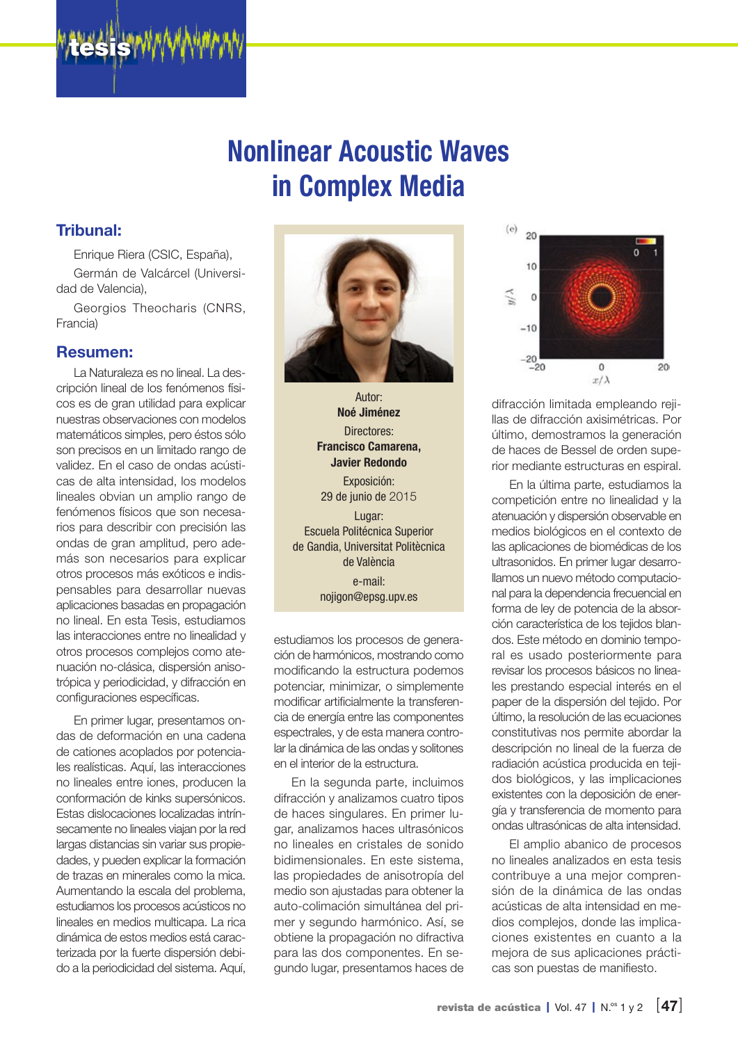# Nonlinear Acoustic Waves in Complex Media

## Tribunal:

Enrique Riera (CSIC, España),

Germán de Valcárcel (Universidad de Valencia),

Georgios Theocharis (CNRS, Francia)

Autor:
**Noé Jiménez**

Directores:
**Francisco Camarena, Javier Redondo**

Exposición:
29 de junio de 2015

Lugar:
Escuela Politécnica Superior de Gandia, Universitat Politècnica de València

e-mail:
nojigon@epsg.upv.es

## Resumen:

La Naturaleza es no lineal. La descripción lineal de los fenómenos físicos es de gran utilidad para explicar nuestras observaciones con modelos matemáticos simples, pero éstos sólo son precisos en un limitado rango de validez. En el caso de ondas acústicas de alta intensidad, los modelos lineales obvian un amplio rango de fenómenos físicos que son necesarios para describir con precisión las ondas de gran amplitud, pero además son necesarios para explicar otros procesos más exóticos e indispensables para desarrollar nuevas aplicaciones basadas en propagación no lineal. En esta Tesis, estudiamos las interacciones entre no linealidad y otros procesos complejos como atenuación no-clásica, dispersión anisotrópica y periodicidad, y difracción en configuraciones específicas.

En primer lugar, presentamos ondas de deformación en una cadena de cationes acoplados por potenciales realísticas. Aquí, las interacciones no lineales entre iones, producen la conformación de kinks supersónicos. Estas dislocaciones localizadas intrínsecamente no lineales viajan por la red largas distancias sin variar sus propiedades, y pueden explicar la formación de trazas en minerales como la mica. Aumentando la escala del problema, estudiamos los procesos acústicos no lineales en medios multicapa. La rica dinámica de estos medios está caracterizada por la fuerte dispersión debido a la periodicidad del sistema. Aquí, estudiamos los procesos de generación de harmónicos, mostrando como modificando la estructura podemos potenciar, minimizar, o simplemente modificar artificialmente la transferencia de energía entre las componentes espectrales, y de esta manera controlar la dinámica de las ondas y solitones en el interior de la estructura.

En la segunda parte, incluimos difracción y analizamos cuatro tipos de haces singulares. En primer lugar, analizamos haces ultrasónicos no lineales en cristales de sonido bidimensionales. En este sistema, las propiedades de anisotropía del medio son ajustadas para obtener la auto-colimación simultánea del primer y segundo harmónico. Así, se obtiene la propagación no difractiva para las dos componentes. En segundo lugar, presentamos haces de difracción limitada empleando rejillas de difracción axisimétricas. Por último, demostramos la generación de haces de Bessel de orden superior mediante estructuras en espiral.

En la última parte, estudiamos la competición entre no linealidad y la atenuación y dispersión observable en medios biológicos en el contexto de las aplicaciones de biomédicas de los ultrasonidos. En primer lugar desarrollamos un nuevo método computacional para la dependencia frecuencial en forma de ley de potencia de la absorción característica de los tejidos blandos. Este método en dominio temporal es usado posteriormente para revisar los procesos básicos no lineales prestando especial interés en el paper de la dispersión del tejido. Por último, la resolución de las ecuaciones constitutivas nos permite abordar la descripción no lineal de la fuerza de radiación acústica producida en tejidos biológicos, y las implicaciones existentes con la deposición de energía y transferencia de momento para ondas ultrasónicas de alta intensidad.

El amplio abanico de procesos no lineales analizados en esta tesis contribuye a una mejor comprensión de la dinámica de las ondas acústicas de alta intensidad en medios complejos, donde las implicaciones existentes en cuanto a la mejora de sus aplicaciones prácticas son puestas de manifiesto.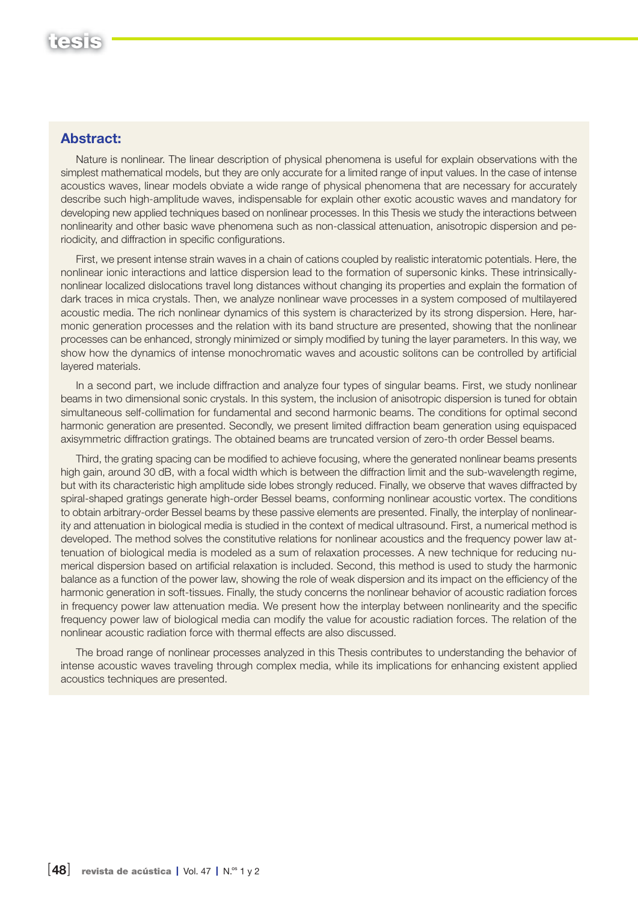## Abstract:

Nature is nonlinear. The linear description of physical phenomena is useful for explain observations with the simplest mathematical models, but they are only accurate for a limited range of input values. In the case of intense acoustics waves, linear models obviate a wide range of physical phenomena that are necessary for accurately describe such high-amplitude waves, indispensable for explain other exotic acoustic waves and mandatory for developing new applied techniques based on nonlinear processes. In this Thesis we study the interactions between nonlinearity and other basic wave phenomena such as non-classical attenuation, anisotropic dispersion and periodicity, and diffraction in specific configurations.

First, we present intense strain waves in a chain of cations coupled by realistic interatomic potentials. Here, the nonlinear ionic interactions and lattice dispersion lead to the formation of supersonic kinks. These intrinsically-nonlinear localized dislocations travel long distances without changing its properties and explain the formation of dark traces in mica crystals. Then, we analyze nonlinear wave processes in a system composed of multilayered acoustic media. The rich nonlinear dynamics of this system is characterized by its strong dispersion. Here, harmonic generation processes and the relation with its band structure are presented, showing that the nonlinear processes can be enhanced, strongly minimized or simply modified by tuning the layer parameters. In this way, we show how the dynamics of intense monochromatic waves and acoustic solitons can be controlled by artificial layered materials.

In a second part, we include diffraction and analyze four types of singular beams. First, we study nonlinear beams in two dimensional sonic crystals. In this system, the inclusion of anisotropic dispersion is tuned for obtain simultaneous self-collimation for fundamental and second harmonic beams. The conditions for optimal second harmonic generation are presented. Secondly, we present limited diffraction beam generation using equispaced axisymmetric diffraction gratings. The obtained beams are truncated version of zero-th order Bessel beams.

Third, the grating spacing can be modified to achieve focusing, where the generated nonlinear beams presents high gain, around 30 dB, with a focal width which is between the diffraction limit and the sub-wavelength regime, but with its characteristic high amplitude side lobes strongly reduced. Finally, we observe that waves diffracted by spiral-shaped gratings generate high-order Bessel beams, conforming nonlinear acoustic vortex. The conditions to obtain arbitrary-order Bessel beams by these passive elements are presented. Finally, the interplay of nonlinearity and attenuation in biological media is studied in the context of medical ultrasound. First, a numerical method is developed. The method solves the constitutive relations for nonlinear acoustics and the frequency power law attenuation of biological media is modeled as a sum of relaxation processes. A new technique for reducing numerical dispersion based on artificial relaxation is included. Second, this method is used to study the harmonic balance as a function of the power law, showing the role of weak dispersion and its impact on the efficiency of the harmonic generation in soft-tissues. Finally, the study concerns the nonlinear behavior of acoustic radiation forces in frequency power law attenuation media. We present how the interplay between nonlinearity and the specific frequency power law of biological media can modify the value for acoustic radiation forces. The relation of the nonlinear acoustic radiation force with thermal effects are also discussed.

The broad range of nonlinear processes analyzed in this Thesis contributes to understanding the behavior of intense acoustic waves traveling through complex media, while its implications for enhancing existent applied acoustics techniques are presented.